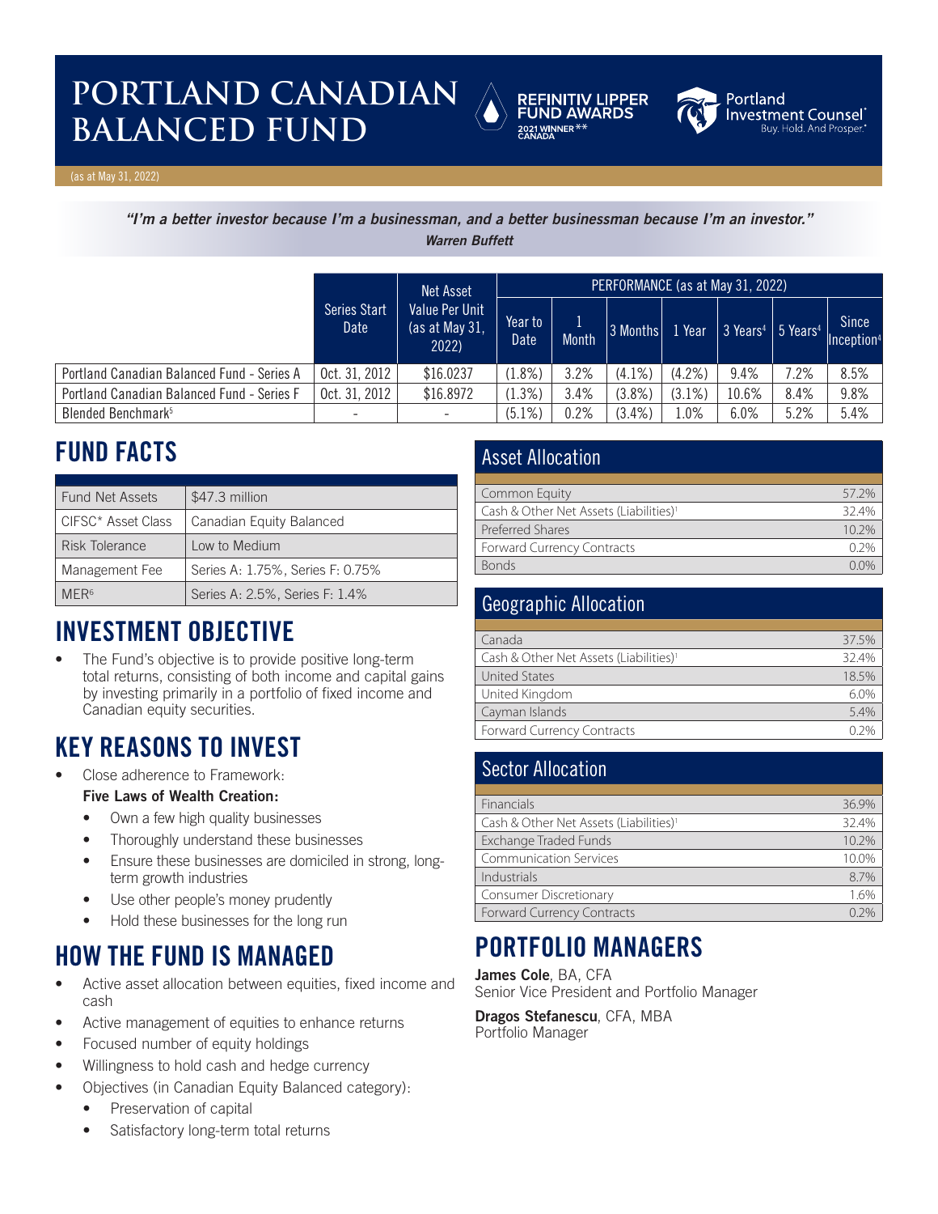# PORTLAND CANADIAN BALANCED FUND

REFINITIV LIPPER FUND AWARDS 2021 WINNER** CANADA

Portland Investment Counsel® Buy. Hold. And Prosper.®

(as at May 31, 2022)

***"I'm a better investor because I'm a businessman, and a better businessman because I'm an investor."***
***Warren Buffett***

| | Series Start Date | Net Asset Value Per Unit (as at May 31, 2022) | PERFORMANCE (as at May 31, 2022) | | | | | | |
|---|---|---|---|---|---|---|---|---|---|
| | | | Year to Date | 1 Month | 3 Months | 1 Year | 3 Years[4] | 5 Years[4] | Since Inception[4] |
| Portland Canadian Balanced Fund - Series A | Oct. 31, 2012 | $16.0237 | (1.8%) | 3.2% | (4.1%) | (4.2%) | 9.4% | 7.2% | 8.5% |
| Portland Canadian Balanced Fund - Series F | Oct. 31, 2012 | $16.8972 | (1.3%) | 3.4% | (3.8%) | (3.1%) | 10.6% | 8.4% | 9.8% |
| Blended Benchmark[5] | - | - | (5.1%) | 0.2% | (3.4%) | 1.0% | 6.0% | 5.2% | 5.4% |

## FUND FACTS

| | |
|---|---|
| Fund Net Assets | $47.3 million |
| CIFSC* Asset Class | Canadian Equity Balanced |
| Risk Tolerance | Low to Medium |
| Management Fee | Series A: 1.75%, Series F: 0.75% |
| MER[6] | Series A: 2.5%, Series F: 1.4% |

## INVESTMENT OBJECTIVE

- The Fund's objective is to provide positive long-term total returns, consisting of both income and capital gains by investing primarily in a portfolio of fixed income and Canadian equity securities.

## KEY REASONS TO INVEST

- Close adherence to Framework:
  **Five Laws of Wealth Creation:**
  - Own a few high quality businesses
  - Thoroughly understand these businesses
  - Ensure these businesses are domiciled in strong, long-term growth industries
  - Use other people's money prudently
  - Hold these businesses for the long run

## HOW THE FUND IS MANAGED

- Active asset allocation between equities, fixed income and cash
- Active management of equities to enhance returns
- Focused number of equity holdings
- Willingness to hold cash and hedge currency
- Objectives (in Canadian Equity Balanced category):
  - Preservation of capital
  - Satisfactory long-term total returns

## Asset Allocation

| | |
|---|---|
| Common Equity | 57.2% |
| Cash & Other Net Assets (Liabilities)[1] | 32.4% |
| Preferred Shares | 10.2% |
| Forward Currency Contracts | 0.2% |
| Bonds | 0.0% |

## Geographic Allocation

| | |
|---|---|
| Canada | 37.5% |
| Cash & Other Net Assets (Liabilities)[1] | 32.4% |
| United States | 18.5% |
| United Kingdom | 6.0% |
| Cayman Islands | 5.4% |
| Forward Currency Contracts | 0.2% |

## Sector Allocation

| | |
|---|---|
| Financials | 36.9% |
| Cash & Other Net Assets (Liabilities)[1] | 32.4% |
| Exchange Traded Funds | 10.2% |
| Communication Services | 10.0% |
| Industrials | 8.7% |
| Consumer Discretionary | 1.6% |
| Forward Currency Contracts | 0.2% |

## PORTFOLIO MANAGERS

**James Cole**, BA, CFA
Senior Vice President and Portfolio Manager

**Dragos Stefanescu**, CFA, MBA
Portfolio Manager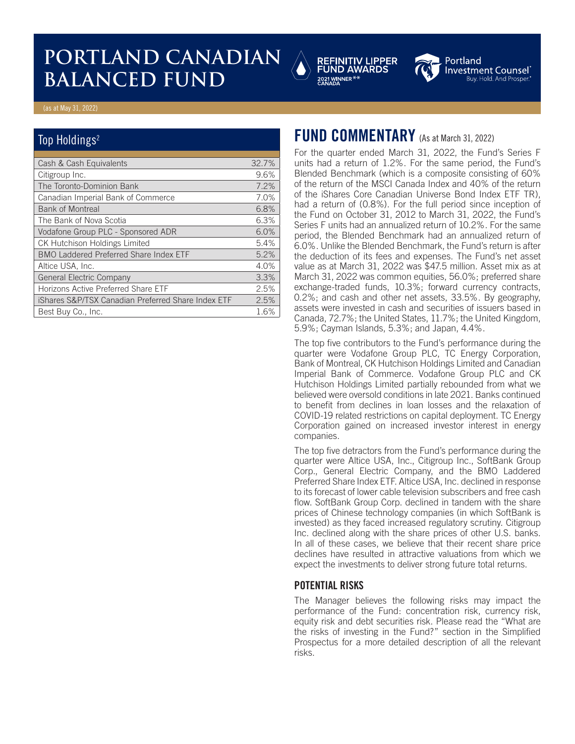# PORTLAND CANADIAN BALANCED FUND

REFINITIV LIPPER FUND AWARDS 2021 WINNER** CANADA

Portland Investment Counsel® Buy. Hold. And Prosper.®

(as at May 31, 2022)

## Top Holdings[2]

| | |
|---|---|
| Cash & Cash Equivalents | 32.7% |
| Citigroup Inc. | 9.6% |
| The Toronto-Dominion Bank | 7.2% |
| Canadian Imperial Bank of Commerce | 7.0% |
| Bank of Montreal | 6.8% |
| The Bank of Nova Scotia | 6.3% |
| Vodafone Group PLC - Sponsored ADR | 6.0% |
| CK Hutchison Holdings Limited | 5.4% |
| BMO Laddered Preferred Share Index ETF | 5.2% |
| Altice USA, Inc. | 4.0% |
| General Electric Company | 3.3% |
| Horizons Active Preferred Share ETF | 2.5% |
| iShares S&P/TSX Canadian Preferred Share Index ETF | 2.5% |
| Best Buy Co., Inc. | 1.6% |

## FUND COMMENTARY (As at March 31, 2022)

For the quarter ended March 31, 2022, the Fund's Series F units had a return of 1.2%. For the same period, the Fund's Blended Benchmark (which is a composite consisting of 60% of the return of the MSCI Canada Index and 40% of the return of the iShares Core Canadian Universe Bond Index ETF TR), had a return of (0.8%). For the full period since inception of the Fund on October 31, 2012 to March 31, 2022, the Fund's Series F units had an annualized return of 10.2%. For the same period, the Blended Benchmark had an annualized return of 6.0%. Unlike the Blended Benchmark, the Fund's return is after the deduction of its fees and expenses. The Fund's net asset value as at March 31, 2022 was $47.5 million. Asset mix as at March 31, 2022 was common equities, 56.0%; preferred share exchange-traded funds, 10.3%; forward currency contracts, 0.2%; and cash and other net assets, 33.5%. By geography, assets were invested in cash and securities of issuers based in Canada, 72.7%; the United States, 11.7%; the United Kingdom, 5.9%; Cayman Islands, 5.3%; and Japan, 4.4%.

The top five contributors to the Fund's performance during the quarter were Vodafone Group PLC, TC Energy Corporation, Bank of Montreal, CK Hutchison Holdings Limited and Canadian Imperial Bank of Commerce. Vodafone Group PLC and CK Hutchison Holdings Limited partially rebounded from what we believed were oversold conditions in late 2021. Banks continued to benefit from declines in loan losses and the relaxation of COVID-19 related restrictions on capital deployment. TC Energy Corporation gained on increased investor interest in energy companies.

The top five detractors from the Fund's performance during the quarter were Altice USA, Inc., Citigroup Inc., SoftBank Group Corp., General Electric Company, and the BMO Laddered Preferred Share Index ETF. Altice USA, Inc. declined in response to its forecast of lower cable television subscribers and free cash flow. SoftBank Group Corp. declined in tandem with the share prices of Chinese technology companies (in which SoftBank is invested) as they faced increased regulatory scrutiny. Citigroup Inc. declined along with the share prices of other U.S. banks. In all of these cases, we believe that their recent share price declines have resulted in attractive valuations from which we expect the investments to deliver strong future total returns.

### POTENTIAL RISKS

The Manager believes the following risks may impact the performance of the Fund: concentration risk, currency risk, equity risk and debt securities risk. Please read the "What are the risks of investing in the Fund?" section in the Simplified Prospectus for a more detailed description of all the relevant risks.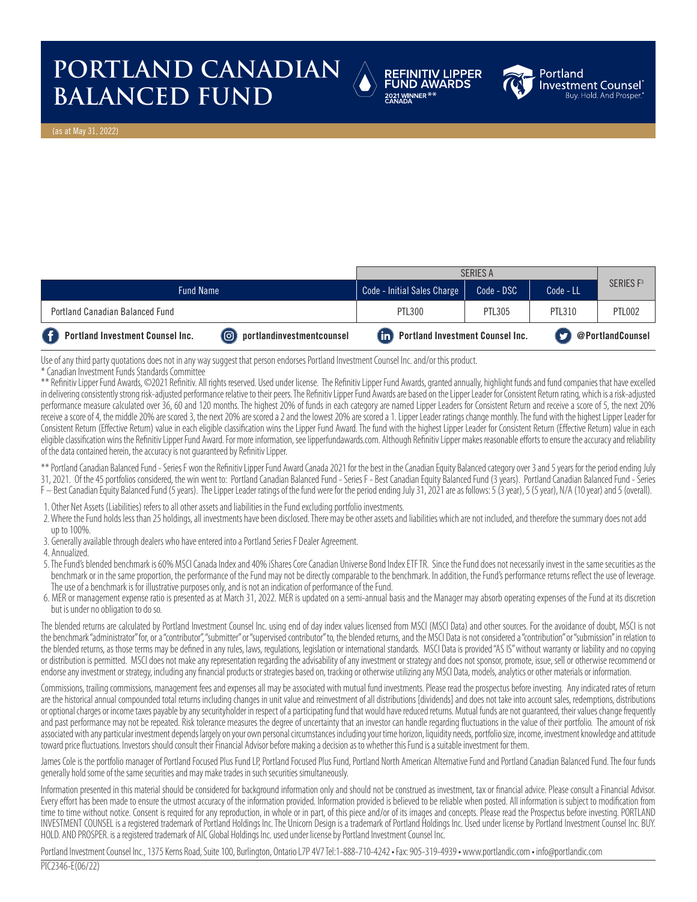# PORTLAND CANADIAN BALANCED FUND

REFINITIV LIPPER FUND AWARDS 2021 WINNER** CANADA

Portland Investment Counsel® Buy. Hold. And Prosper.®

(as at May 31, 2022)

| Fund Name | SERIES A | | | SERIES F[3] |
|---|---|---|---|---|
| | Code - Initial Sales Charge | Code - DSC | Code - LL | |
| Portland Canadian Balanced Fund | PTL300 | PTL305 | PTL310 | PTL002 |

Portland Investment Counsel Inc. | portlandinvestmentcounsel | Portland Investment Counsel Inc. | @PortlandCounsel

Use of any third party quotations does not in any way suggest that person endorses Portland Investment Counsel Inc. and/or this product.

* Canadian Investment Funds Standards Committee

** Refinitiv Lipper Fund Awards, ©2021 Refinitiv. All rights reserved. Used under license. The Refinitiv Lipper Fund Awards, granted annually, highlight funds and fund companies that have excelled in delivering consistently strong risk-adjusted performance relative to their peers. The Refinitiv Lipper Fund Awards are based on the Lipper Leader for Consistent Return rating, which is a risk-adjusted performance measure calculated over 36, 60 and 120 months. The highest 20% of funds in each category are named Lipper Leaders for Consistent Return and receive a score of 5, the next 20% receive a score of 4, the middle 20% are scored 3, the next 20% are scored a 2 and the lowest 20% are scored a 1. Lipper Leader ratings change monthly. The fund with the highest Lipper Leader for Consistent Return (Effective Return) value in each eligible classification wins the Lipper Fund Award. The fund with the highest Lipper Leader for Consistent Return (Effective Return) value in each eligible classification wins the Refinitiv Lipper Fund Award. For more information, see lipperfundawards.com. Although Refinitiv Lipper makes reasonable efforts to ensure the accuracy and reliability of the data contained herein, the accuracy is not guaranteed by Refinitiv Lipper.

** Portland Canadian Balanced Fund - Series F won the Refinitiv Lipper Fund Award Canada 2021 for the best in the Canadian Equity Balanced category over 3 and 5 years for the period ending July 31, 2021. Of the 45 portfolios considered, the win went to: Portland Canadian Balanced Fund - Series F - Best Canadian Equity Balanced Fund (3 years). Portland Canadian Balanced Fund - Series F – Best Canadian Equity Balanced Fund (5 years). The Lipper Leader ratings of the fund were for the period ending July 31, 2021 are as follows: 5 (3 year), 5 (5 year), N/A (10 year) and 5 (overall).

1. Other Net Assets (Liabilities) refers to all other assets and liabilities in the Fund excluding portfolio investments.
2. Where the Fund holds less than 25 holdings, all investments have been disclosed. There may be other assets and liabilities which are not included, and therefore the summary does not add up to 100%.
3. Generally available through dealers who have entered into a Portland Series F Dealer Agreement.
4. Annualized.
5. The Fund's blended benchmark is 60% MSCI Canada Index and 40% iShares Core Canadian Universe Bond Index ETF TR. Since the Fund does not necessarily invest in the same securities as the benchmark or in the same proportion, the performance of the Fund may not be directly comparable to the benchmark. In addition, the Fund's performance returns reflect the use of leverage. The use of a benchmark is for illustrative purposes only, and is not an indication of performance of the Fund.
6. MER or management expense ratio is presented as at March 31, 2022. MER is updated on a semi-annual basis and the Manager may absorb operating expenses of the Fund at its discretion but is under no obligation to do so.

The blended returns are calculated by Portland Investment Counsel Inc. using end of day index values licensed from MSCI (MSCI Data) and other sources. For the avoidance of doubt, MSCI is not the benchmark "administrator" for, or a "contributor", "submitter" or "supervised contributor" to, the blended returns, and the MSCI Data is not considered a "contribution" or "submission" in relation to the blended returns, as those terms may be defined in any rules, laws, regulations, legislation or international standards. MSCI Data is provided "AS IS" without warranty or liability and no copying or distribution is permitted. MSCI does not make any representation regarding the advisability of any investment or strategy and does not sponsor, promote, issue, sell or otherwise recommend or endorse any investment or strategy, including any financial products or strategies based on, tracking or otherwise utilizing any MSCI Data, models, analytics or other materials or information.

Commissions, trailing commissions, management fees and expenses all may be associated with mutual fund investments. Please read the prospectus before investing. Any indicated rates of return are the historical annual compounded total returns including changes in unit value and reinvestment of all distributions [dividends] and does not take into account sales, redemptions, distributions or optional charges or income taxes payable by any securityholder in respect of a participating fund that would have reduced returns. Mutual funds are not guaranteed, their values change frequently and past performance may not be repeated. Risk tolerance measures the degree of uncertainty that an investor can handle regarding fluctuations in the value of their portfolio. The amount of risk associated with any particular investment depends largely on your own personal circumstances including your time horizon, liquidity needs, portfolio size, income, investment knowledge and attitude toward price fluctuations. Investors should consult their Financial Advisor before making a decision as to whether this Fund is a suitable investment for them.

James Cole is the portfolio manager of Portland Focused Plus Fund LP, Portland Focused Plus Fund, Portland North American Alternative Fund and Portland Canadian Balanced Fund. The four funds generally hold some of the same securities and may make trades in such securities simultaneously.

Information presented in this material should be considered for background information only and should not be construed as investment, tax or financial advice. Please consult a Financial Advisor. Every effort has been made to ensure the utmost accuracy of the information provided. Information provided is believed to be reliable when posted. All information is subject to modification from time to time without notice. Consent is required for any reproduction, in whole or in part, of this piece and/or of its images and concepts. Please read the Prospectus before investing. PORTLAND INVESTMENT COUNSEL is a registered trademark of Portland Holdings Inc. The Unicorn Design is a trademark of Portland Holdings Inc. Used under license by Portland Investment Counsel Inc. BUY. HOLD. AND PROSPER. is a registered trademark of AIC Global Holdings Inc. used under license by Portland Investment Counsel Inc.

Portland Investment Counsel Inc., 1375 Kerns Road, Suite 100, Burlington, Ontario L7P 4V7 Tel:1-888-710-4242 • Fax: 905-319-4939 • www.portlandic.com • info@portlandic.com

PIC2346-E(06/22)